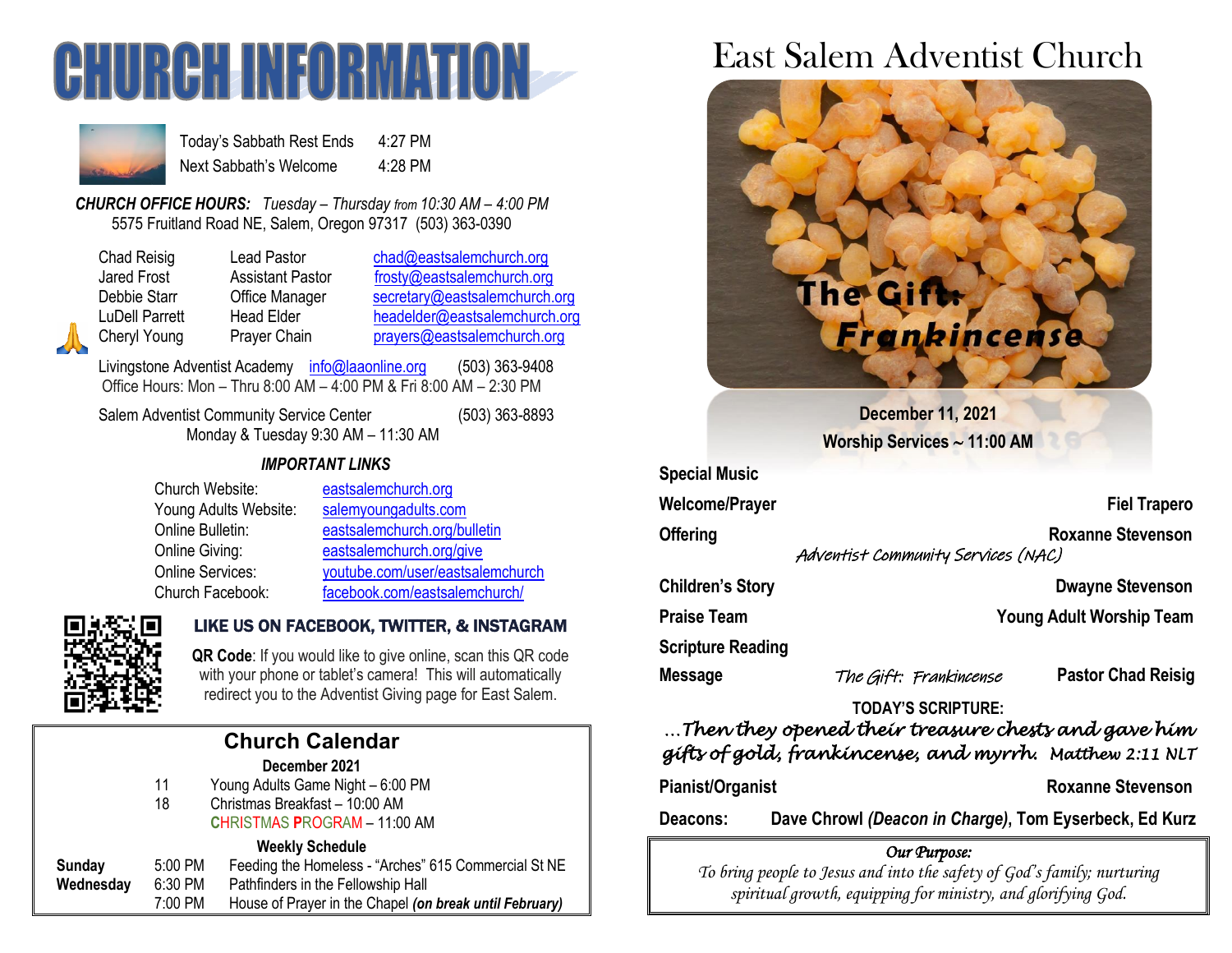# CHURCH INFORMATION

| | |
|---|---|
| Today's Sabbath Rest Ends | 4:27 PM |
| Next Sabbath's Welcome | 4:28 PM |

***CHURCH OFFICE HOURS:*** *Tuesday – Thursday from 10:30 AM – 4:00 PM*
5575 Fruitland Road NE, Salem, Oregon 97317 (503) 363-0390

| | | |
|---|---|---|
| Chad Reisig | Lead Pastor | chad@eastsalemchurch.org |
| Jared Frost | Assistant Pastor | frosty@eastsalemchurch.org |
| Debbie Starr | Office Manager | secretary@eastsalemchurch.org |
| LuDell Parrett | Head Elder | headelder@eastsalemchurch.org |
| Cheryl Young | Prayer Chain | prayers@eastsalemchurch.org |

Livingstone Adventist Academy info@laaonline.org (503) 363-9408
Office Hours: Mon – Thru 8:00 AM – 4:00 PM & Fri 8:00 AM – 2:30 PM

Salem Adventist Community Service Center (503) 363-8893
Monday & Tuesday 9:30 AM – 11:30 AM

### *IMPORTANT LINKS*

| | |
|---|---|
| Church Website: | eastsalemchurch.org |
| Young Adults Website: | salemyoungadults.com |
| Online Bulletin: | eastsalemchurch.org/bulletin |
| Online Giving: | eastsalemchurch.org/give |
| Online Services: | youtube.com/user/eastsalemchurch |
| Church Facebook: | facebook.com/eastsalemchurch/ |

### LIKE US ON FACEBOOK, TWITTER, & INSTAGRAM

**QR Code**: If you would like to give online, scan this QR code with your phone or tablet's camera! This will automatically redirect you to the Adventist Giving page for East Salem.

## Church Calendar

**December 2021**

| | | |
|---|---|---|
| 11 | Young Adults Game Night – 6:00 PM |
| 18 | Christmas Breakfast – 10:00 AM |
| | CHRISTMAS PROGRAM – 11:00 AM |

**Weekly Schedule**

| | | |
|---|---|---|
| **Sunday** | 5:00 PM | Feeding the Homeless - "Arches" 615 Commercial St NE |
| **Wednesday** | 6:30 PM | Pathfinders in the Fellowship Hall |
| | 7:00 PM | House of Prayer in the Chapel ***(on break until February)*** |

# East Salem Adventist Church

**The Gift: Frankincense**

**December 11, 2021**
**Worship Services ~ 11:00 AM**

| | | |
|---|---|---|
| **Special Music** | | |
| **Welcome/Prayer** | | **Fiel Trapero** |
| **Offering** | *Adventist Community Services (NAC)* | **Roxanne Stevenson** |
| **Children's Story** | | **Dwayne Stevenson** |
| **Praise Team** | | **Young Adult Worship Team** |
| **Scripture Reading** | | |
| **Message** | *The Gift: Frankincense* | **Pastor Chad Reisig** |

**TODAY'S SCRIPTURE:**
*…Then they opened their treasure chests and gave him gifts of gold, frankincense, and myrrh.* *Matthew 2:11 NLT*

| | |
|---|---|
| **Pianist/Organist** | **Roxanne Stevenson** |
| **Deacons:** | **Dave Chrowl *(Deacon in Charge)*, Tom Eyserbeck, Ed Kurz** |

*Our Purpose:*
*To bring people to Jesus and into the safety of God's family; nurturing spiritual growth, equipping for ministry, and glorifying God.*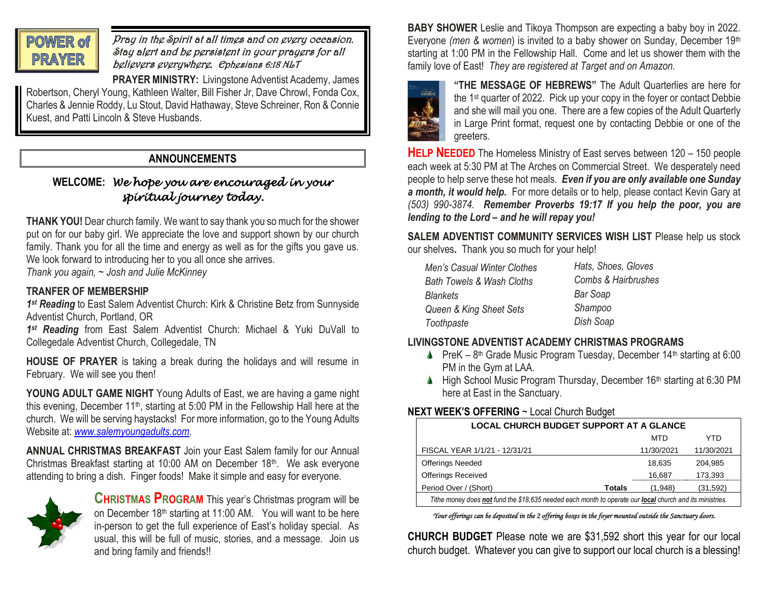**POWER of PRAYER**

*Pray in the Spirit at all times and on every occasion. Stay alert and be persistent in your prayers for all believers everywhere. Ephesians 6:18 NLT*

**PRAYER MINISTRY:** Livingstone Adventist Academy, James Robertson, Cheryl Young, Kathleen Walter, Bill Fisher Jr, Dave Chrowl, Fonda Cox, Charles & Jennie Roddy, Lu Stout, David Hathaway, Steve Schreiner, Ron & Connie Kuest, and Patti Lincoln & Steve Husbands.

## ANNOUNCEMENTS

**WELCOME:** *We hope you are encouraged in your spiritual journey today.*

**THANK YOU!** Dear church family. We want to say thank you so much for the shower put on for our baby girl. We appreciate the love and support shown by our church family. Thank you for all the time and energy as well as for the gifts you gave us. We look forward to introducing her to you all once she arrives.
*Thank you again, ~ Josh and Julie McKinney*

**TRANFER OF MEMBERSHIP**
***1st Reading*** to East Salem Adventist Church: Kirk & Christine Betz from Sunnyside Adventist Church, Portland, OR
***1st Reading*** from East Salem Adventist Church: Michael & Yuki DuVall to Collegedale Adventist Church, Collegedale, TN

**HOUSE OF PRAYER** is taking a break during the holidays and will resume in February. We will see you then!

**YOUNG ADULT GAME NIGHT** Young Adults of East, we are having a game night this evening, December 11th, starting at 5:00 PM in the Fellowship Hall here at the church. We will be serving haystacks! For more information, go to the Young Adults Website at: *www.salemyoungadults.com*.

**ANNUAL CHRISTMAS BREAKFAST** Join your East Salem family for our Annual Christmas Breakfast starting at 10:00 AM on December 18th. We ask everyone attending to bring a dish. Finger foods! Make it simple and easy for everyone.

**CHRISTMAS PROGRAM** This year's Christmas program will be on December 18th starting at 11:00 AM. You will want to be here in-person to get the full experience of East's holiday special. As usual, this will be full of music, stories, and a message. Join us and bring family and friends!!

**BABY SHOWER** Leslie and Tikoya Thompson are expecting a baby boy in 2022. Everyone *(men & women)* is invited to a baby shower on Sunday, December 19th starting at 1:00 PM in the Fellowship Hall. Come and let us shower them with the family love of East! *They are registered at Target and on Amazon.*

**"THE MESSAGE OF HEBREWS"** The Adult Quarterlies are here for the 1st quarter of 2022. Pick up your copy in the foyer or contact Debbie and she will mail you one. There are a few copies of the Adult Quarterly in Large Print format, request one by contacting Debbie or one of the greeters.

**HELP NEEDED** The Homeless Ministry of East serves between 120 – 150 people each week at 5:30 PM at The Arches on Commercial Street. We desperately need people to help serve these hot meals. ***Even if you are only available one Sunday a month, it would help.*** For more details or to help, please contact Kevin Gary at *(503) 990-3874*. ***Remember Proverbs 19:17 If you help the poor, you are lending to the Lord – and he will repay you!***

**SALEM ADVENTIST COMMUNITY SERVICES WISH LIST** Please help us stock our shelves. Thank you so much for your help!

- *Men's Casual Winter Clothes*
- *Bath Towels & Wash Cloths*
- *Blankets*
- *Queen & King Sheet Sets*
- *Toothpaste*
- *Hats, Shoes, Gloves*
- *Combs & Hairbrushes*
- *Bar Soap*
- *Shampoo*
- *Dish Soap*

**LIVINGSTONE ADVENTIST ACADEMY CHRISTMAS PROGRAMS**
- PreK – 8th Grade Music Program Tuesday, December 14th starting at 6:00 PM in the Gym at LAA.
- High School Music Program Thursday, December 16th starting at 6:30 PM here at East in the Sanctuary.

**NEXT WEEK'S OFFERING** ~ Local Church Budget

| LOCAL CHURCH BUDGET SUPPORT AT A GLANCE | | MTD | YTD |
|---|---|---|---|
| FISCAL YEAR 1/1/21 - 12/31/21 | | 11/30/2021 | 11/30/2021 |
| Offerings Needed | | 18,635 | 204,985 |
| Offerings Received | | 16,687 | 173,393 |
| Period Over / (Short) | **Totals** | (1,948) | (31,592) |

*Tithe money does **not** fund the $18,635 needed each month to operate our **local** church and its ministries.*

*Your offerings can be deposited in the 2 offering boxes in the foyer mounted outside the Sanctuary doors.*

**CHURCH BUDGET** Please note we are $31,592 short this year for our local church budget. Whatever you can give to support our local church is a blessing!